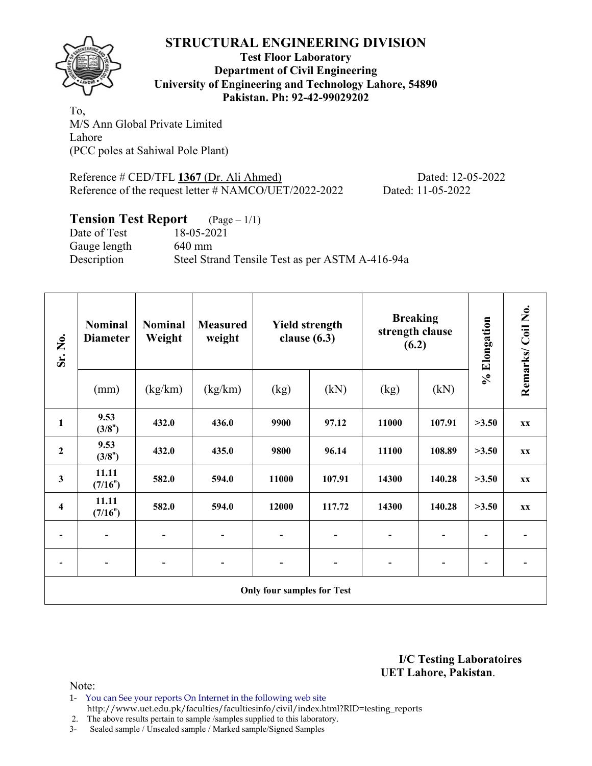# STRUCTURAL ENGINEERING DIVISION

**Test Floor Laboratory**
**Department of Civil Engineering**
**University of Engineering and Technology Lahore, 54890**
**Pakistan. Ph: 92-42-99029202**

To,
M/S Ann Global Private Limited
Lahore
(PCC poles at Sahiwal Pole Plant)

Reference # CED/TFL **1367** (Dr. Ali Ahmed) Dated: 12-05-2022
Reference of the request letter # NAMCO/UET/2022-2022 Dated: 11-05-2022

## Tension Test Report (Page – 1/1)

Date of Test 18-05-2021
Gauge length 640 mm
Description Steel Strand Tensile Test as per ASTM A-416-94a

| Sr. No. | Nominal Diameter | Nominal Weight | Measured weight | Yield strength clause (6.3) | | Breaking strength clause (6.2) | | % Elongation | Remarks/ Coil No. |
|---|---|---|---|---|---|---|---|---|---|
| | (mm) | (kg/km) | (kg/km) | (kg) | (kN) | (kg) | (kN) | | |
| 1 | 9.53 (3/8") | 432.0 | 436.0 | 9900 | 97.12 | 11000 | 107.91 | >3.50 | xx |
| 2 | 9.53 (3/8") | 432.0 | 435.0 | 9800 | 96.14 | 11100 | 108.89 | >3.50 | xx |
| 3 | 11.11 (7/16") | 582.0 | 594.0 | 11000 | 107.91 | 14300 | 140.28 | >3.50 | xx |
| 4 | 11.11 (7/16") | 582.0 | 594.0 | 12000 | 117.72 | 14300 | 140.28 | >3.50 | xx |
| - | - | - | - | - | - | - | - | - | - |
| - | - | - | - | - | - | - | - | - | - |
| **Only four samples for Test** | | | | | | | | | |

**I/C Testing Laboratoires**
**UET Lahore, Pakistan.**

Note:
1- You can See your reports On Internet in the following web site
http://www.uet.edu.pk/faculties/facultiesinfo/civil/index.html?RID=testing_reports
2. The above results pertain to sample /samples supplied to this laboratory.
3- Sealed sample / Unsealed sample / Marked sample/Signed Samples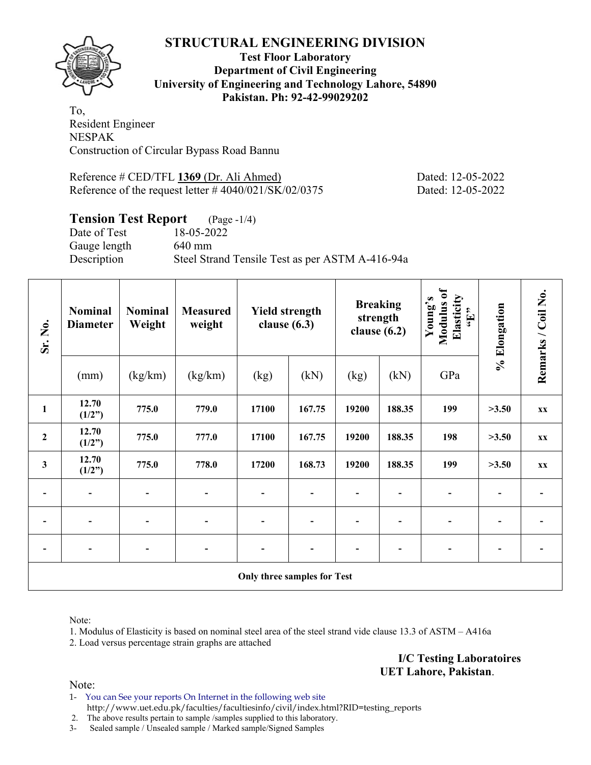# STRUCTURAL ENGINEERING DIVISION

**Test Floor Laboratory**
**Department of Civil Engineering**
**University of Engineering and Technology Lahore, 54890**
**Pakistan. Ph: 92-42-99029202**

To,
Resident Engineer
NESPAK
Construction of Circular Bypass Road Bannu

Reference # CED/TFL **1369** (Dr. Ali Ahmed) Dated: 12-05-2022
Reference of the request letter # 4040/021/SK/02/0375 Dated: 12-05-2022

## Tension Test Report (Page -1/4)

Date of Test 18-05-2022
Gauge length 640 mm
Description Steel Strand Tensile Test as per ASTM A-416-94a

| Sr. No. | Nominal Diameter | Nominal Weight | Measured weight | Yield strength clause (6.3) | | Breaking strength clause (6.2) | | Young's Modulus of Elasticity "E" | % Elongation | Remarks / Coil No. |
|---|---|---|---|---|---|---|---|---|---|---|
| | (mm) | (kg/km) | (kg/km) | (kg) | (kN) | (kg) | (kN) | GPa | | |
| **1** | **12.70 (1/2")** | **775.0** | **779.0** | **17100** | **167.75** | **19200** | **188.35** | **199** | **>3.50** | **xx** |
| **2** | **12.70 (1/2")** | **775.0** | **777.0** | **17100** | **167.75** | **19200** | **188.35** | **198** | **>3.50** | **xx** |
| **3** | **12.70 (1/2")** | **775.0** | **778.0** | **17200** | **168.73** | **19200** | **188.35** | **199** | **>3.50** | **xx** |
| - | - | - | - | - | - | - | - | - | - | - |
| - | - | - | - | - | - | - | - | - | - | - |
| - | - | - | - | - | - | - | - | - | - | - |
| **Only three samples for Test** | | | | | | | | | | |

Note:
1. Modulus of Elasticity is based on nominal steel area of the steel strand vide clause 13.3 of ASTM – A416a
2. Load versus percentage strain graphs are attached

**I/C Testing Laboratoires**
**UET Lahore, Pakistan**.

Note:
1- You can See your reports On Internet in the following web site
http://www.uet.edu.pk/faculties/facultiesinfo/civil/index.html?RID=testing_reports
2. The above results pertain to sample /samples supplied to this laboratory.
3- Sealed sample / Unsealed sample / Marked sample/Signed Samples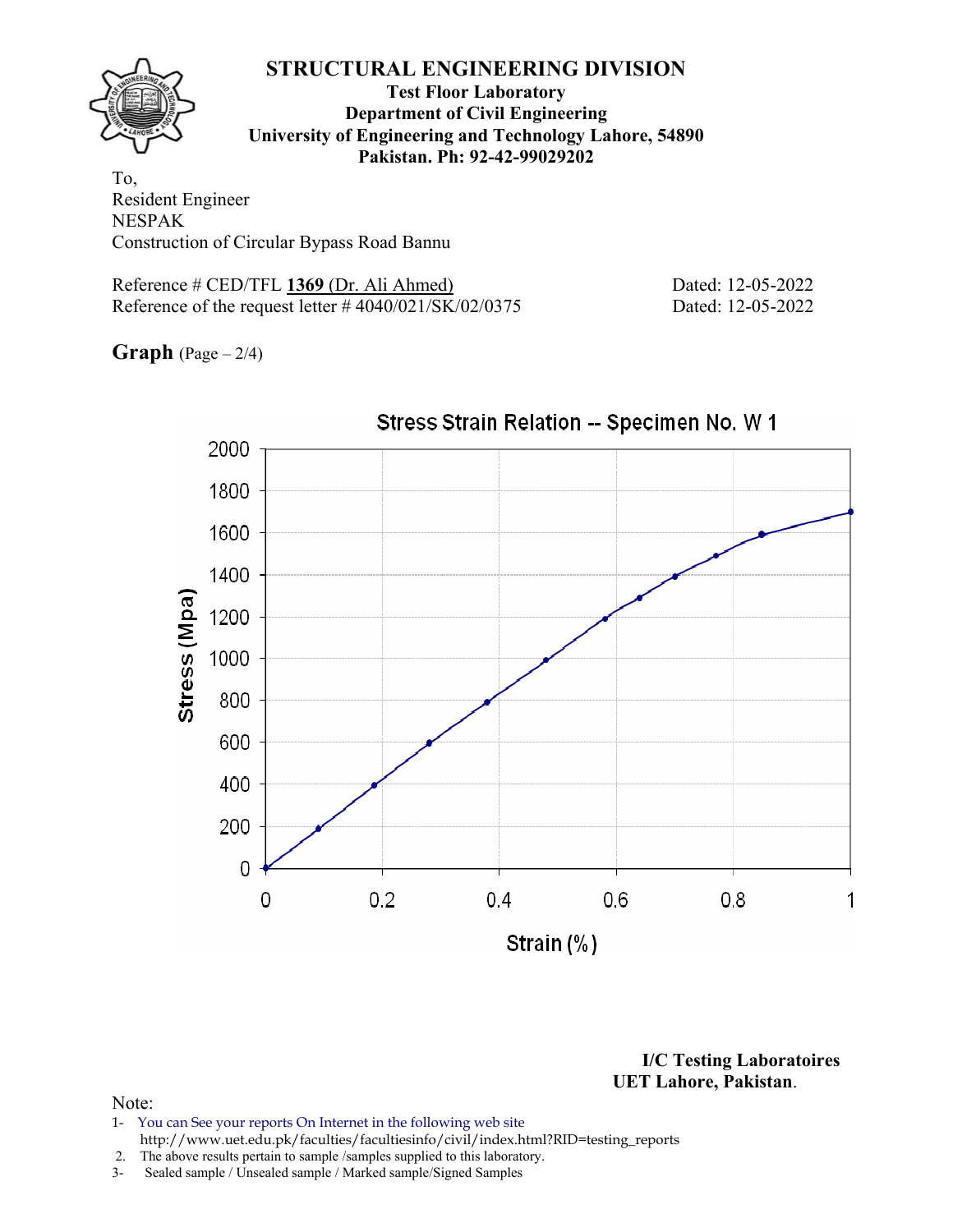# STRUCTURAL ENGINEERING DIVISION

**Test Floor Laboratory**
**Department of Civil Engineering**
**University of Engineering and Technology Lahore, 54890**
**Pakistan. Ph: 92-42-99029202**

To,
Resident Engineer
NESPAK
Construction of Circular Bypass Road Bannu

Reference # CED/TFL **1369** (Dr. Ali Ahmed) Dated: 12-05-2022
Reference of the request letter # 4040/021/SK/02/0375 Dated: 12-05-2022

**Graph** (Page – 2/4)

Stress Strain Relation -- Specimen No. W 1

Stress (Mpa): 0, 200, 400, 600, 800, 1000, 1200, 1400, 1600, 1800, 2000

Strain (%): 0, 0.2, 0.4, 0.6, 0.8, 1

**I/C Testing Laboratoires**
**UET Lahore, Pakistan**.

Note:
1- You can See your reports On Internet in the following web site
http://www.uet.edu.pk/faculties/facultiesinfo/civil/index.html?RID=testing_reports
2. The above results pertain to sample /samples supplied to this laboratory.
3- Sealed sample / Unsealed sample / Marked sample/Signed Samples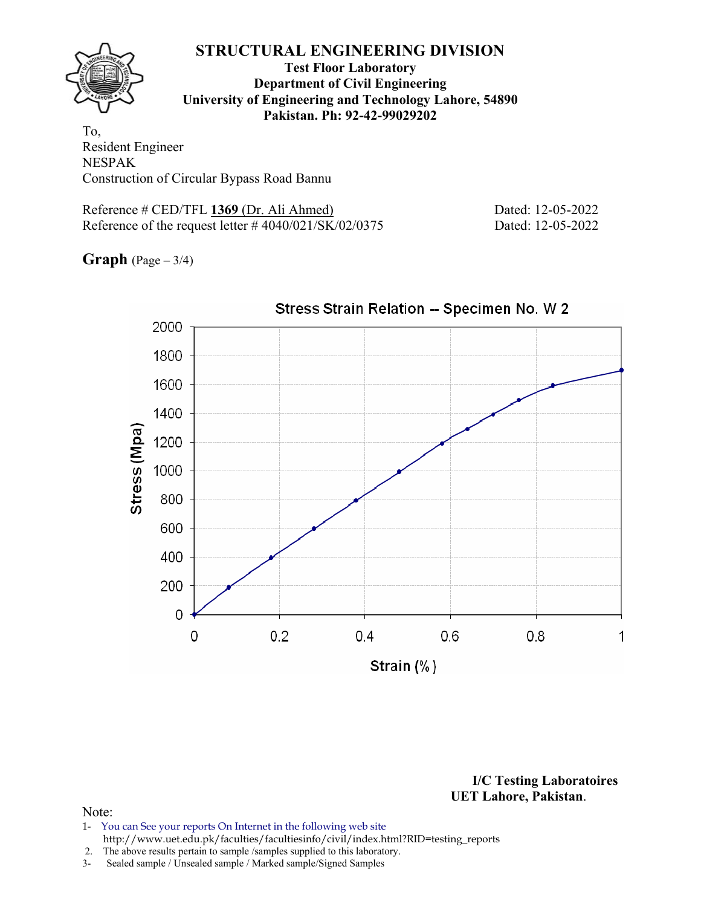# STRUCTURAL ENGINEERING DIVISION

**Test Floor Laboratory**
**Department of Civil Engineering**
**University of Engineering and Technology Lahore, 54890**
**Pakistan. Ph: 92-42-99029202**

To,
Resident Engineer
NESPAK
Construction of Circular Bypass Road Bannu

Reference # CED/TFL **1369** (Dr. Ali Ahmed) Dated: 12-05-2022
Reference of the request letter # 4040/021/SK/02/0375 Dated: 12-05-2022

**Graph** (Page – 3/4)

Stress Strain Relation -- Specimen No. W 2

Stress (Mpa): 0, 200, 400, 600, 800, 1000, 1200, 1400, 1600, 1800, 2000

Strain (%): 0, 0.2, 0.4, 0.6, 0.8, 1

**I/C Testing Laboratoires**
**UET Lahore, Pakistan**.

Note:
1- You can See your reports On Internet in the following web site
http://www.uet.edu.pk/faculties/facultiesinfo/civil/index.html?RID=testing_reports
2. The above results pertain to sample /samples supplied to this laboratory.
3- Sealed sample / Unsealed sample / Marked sample/Signed Samples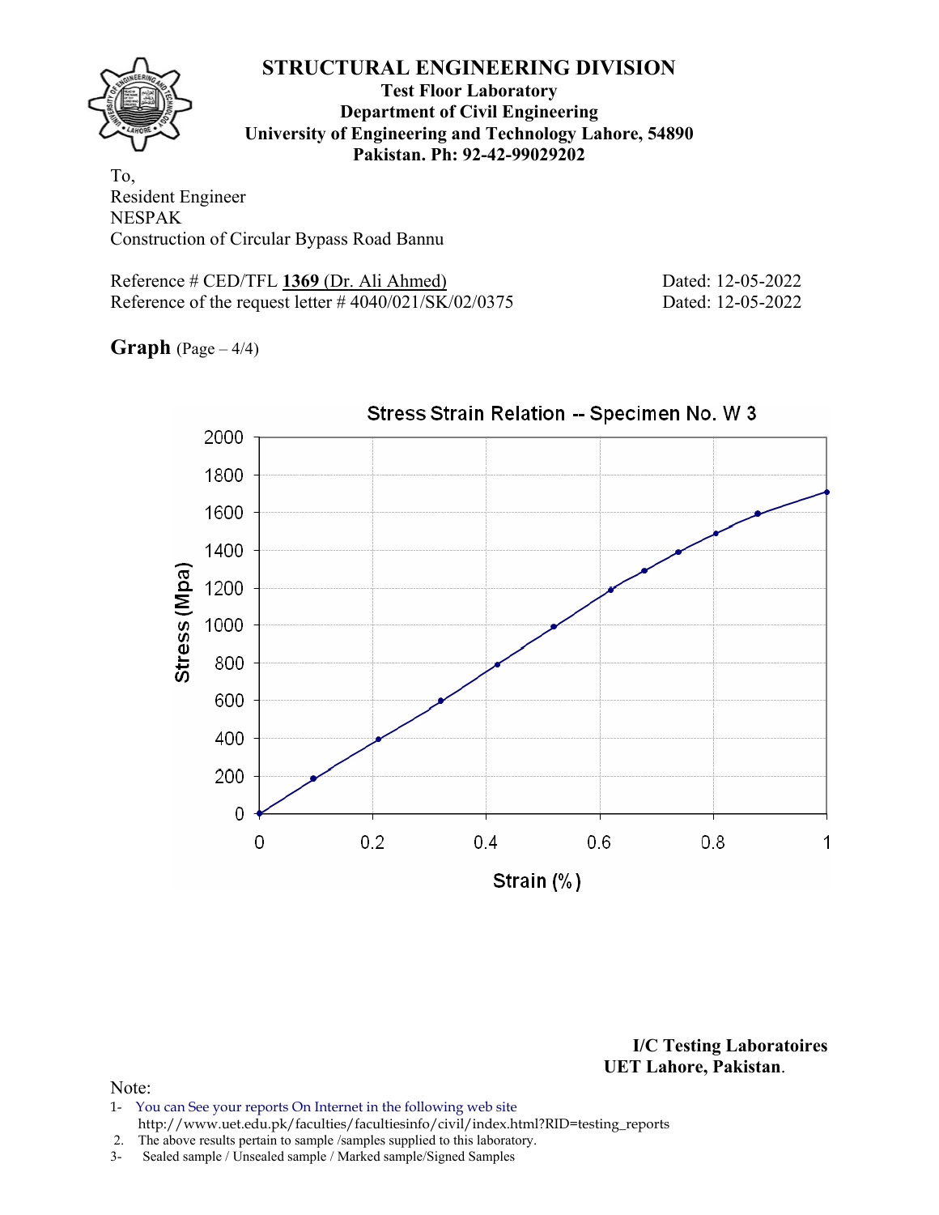# STRUCTURAL ENGINEERING DIVISION

**Test Floor Laboratory**
**Department of Civil Engineering**
**University of Engineering and Technology Lahore, 54890**
**Pakistan. Ph: 92-42-99029202**

To,
Resident Engineer
NESPAK
Construction of Circular Bypass Road Bannu

Reference # CED/TFL **1369** (Dr. Ali Ahmed) Dated: 12-05-2022
Reference of the request letter # 4040/021/SK/02/0375 Dated: 12-05-2022

**Graph** (Page – 4/4)

Stress Strain Relation -- Specimen No. W 3

Stress (Mpa)

Strain (%)

**I/C Testing Laboratoires**
**UET Lahore, Pakistan.**

Note:

1- You can See your reports On Internet in the following web site
http://www.uet.edu.pk/faculties/facultiesinfo/civil/index.html?RID=testing_reports
2. The above results pertain to sample /samples supplied to this laboratory.
3- Sealed sample / Unsealed sample / Marked sample/Signed Samples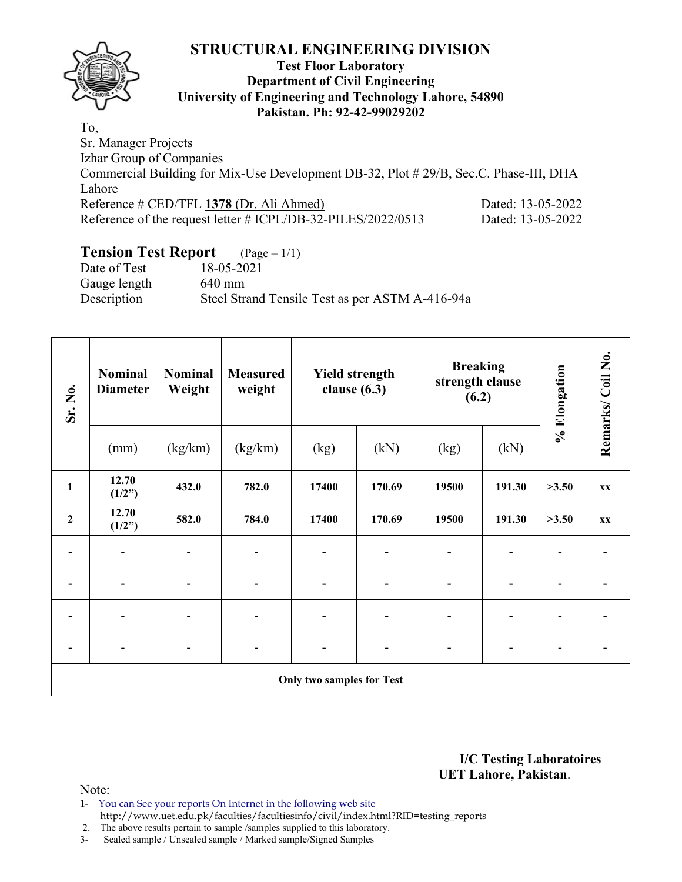# STRUCTURAL ENGINEERING DIVISION

**Test Floor Laboratory**
**Department of Civil Engineering**
**University of Engineering and Technology Lahore, 54890**
**Pakistan. Ph: 92-42-99029202**

To,
Sr. Manager Projects
Izhar Group of Companies
Commercial Building for Mix-Use Development DB-32, Plot # 29/B, Sec.C. Phase-III, DHA Lahore
Reference # CED/TFL **1378** (Dr. Ali Ahmed) Dated: 13-05-2022
Reference of the request letter # ICPL/DB-32-PILES/2022/0513 Dated: 13-05-2022

## Tension Test Report (Page – 1/1)

Date of Test 18-05-2021
Gauge length 640 mm
Description Steel Strand Tensile Test as per ASTM A-416-94a

| Sr. No. | Nominal Diameter | Nominal Weight | Measured weight | Yield strength clause (6.3) | | Breaking strength clause (6.2) | | % Elongation | Remarks/ Coil No. |
|---|---|---|---|---|---|---|---|---|---|
| | (mm) | (kg/km) | (kg/km) | (kg) | (kN) | (kg) | (kN) | | |
| **1** | **12.70 (1/2")** | **432.0** | **782.0** | **17400** | **170.69** | **19500** | **191.30** | **>3.50** | **xx** |
| **2** | **12.70 (1/2")** | **582.0** | **784.0** | **17400** | **170.69** | **19500** | **191.30** | **>3.50** | **xx** |
| - | - | - | - | - | - | - | - | - | - |
| - | - | - | - | - | - | - | - | - | - |
| - | - | - | - | - | - | - | - | - | - |
| - | - | - | - | - | - | - | - | - | - |
| **Only two samples for Test** | | | | | | | | | |

**I/C Testing Laboratoires**
**UET Lahore, Pakistan**.

Note:
1- You can See your reports On Internet in the following web site http://www.uet.edu.pk/faculties/facultiesinfo/civil/index.html?RID=testing_reports
2. The above results pertain to sample /samples supplied to this laboratory.
3- Sealed sample / Unsealed sample / Marked sample/Signed Samples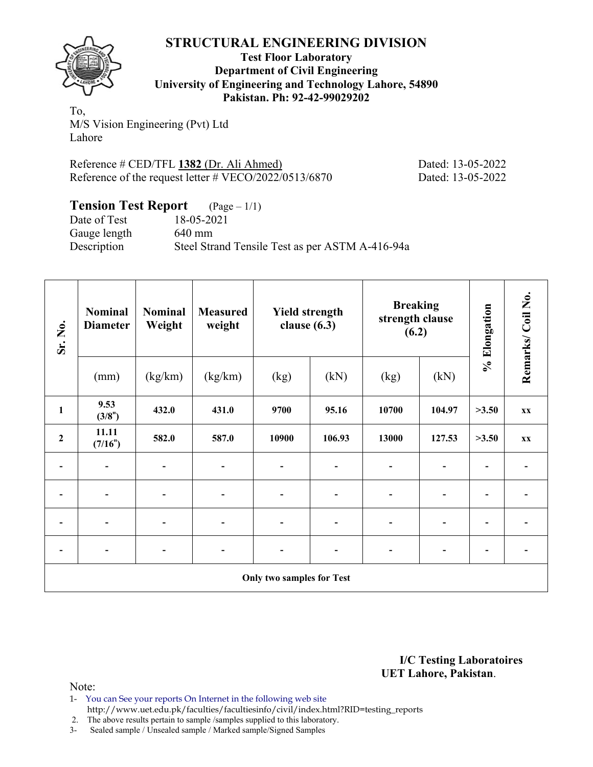# STRUCTURAL ENGINEERING DIVISION

**Test Floor Laboratory**
**Department of Civil Engineering**
**University of Engineering and Technology Lahore, 54890**
**Pakistan. Ph: 92-42-99029202**

To,
M/S Vision Engineering (Pvt) Ltd
Lahore

Reference # CED/TFL **1382** (Dr. Ali Ahmed) Dated: 13-05-2022
Reference of the request letter # VECO/2022/0513/6870 Dated: 13-05-2022

## Tension Test Report (Page – 1/1)

Date of Test 18-05-2021
Gauge length 640 mm
Description Steel Strand Tensile Test as per ASTM A-416-94a

| Sr. No. | Nominal Diameter | Nominal Weight | Measured weight | Yield strength clause (6.3) | | Breaking strength clause (6.2) | | % Elongation | Remarks/ Coil No. |
|---|---|---|---|---|---|---|---|---|---|
| | (mm) | (kg/km) | (kg/km) | (kg) | (kN) | (kg) | (kN) | | |
| 1 | 9.53 (3/8") | 432.0 | 431.0 | 9700 | 95.16 | 10700 | 104.97 | >3.50 | xx |
| 2 | 11.11 (7/16") | 582.0 | 587.0 | 10900 | 106.93 | 13000 | 127.53 | >3.50 | xx |
| - | - | - | - | - | - | - | - | - | - |
| - | - | - | - | - | - | - | - | - | - |
| - | - | - | - | - | - | - | - | - | - |
| - | - | - | - | - | - | - | - | - | - |
| **Only two samples for Test** | | | | | | | | | |

**I/C Testing Laboratoires**
**UET Lahore, Pakistan**.

Note:
1- You can See your reports On Internet in the following web site
http://www.uet.edu.pk/faculties/facultiesinfo/civil/index.html?RID=testing_reports
2. The above results pertain to sample /samples supplied to this laboratory.
3- Sealed sample / Unsealed sample / Marked sample/Signed Samples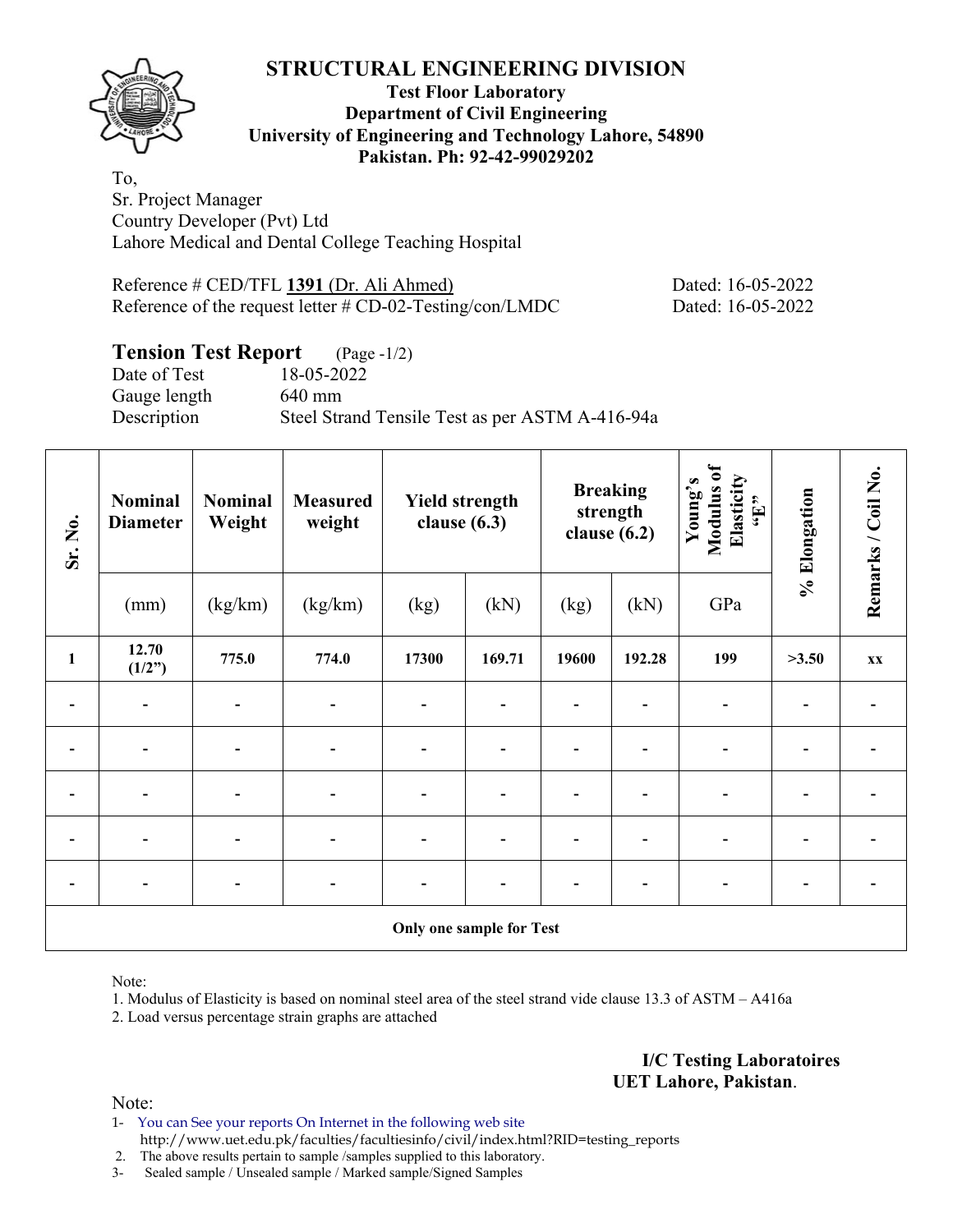# STRUCTURAL ENGINEERING DIVISION

**Test Floor Laboratory**
**Department of Civil Engineering**
**University of Engineering and Technology Lahore, 54890**
**Pakistan. Ph: 92-42-99029202**

To,
Sr. Project Manager
Country Developer (Pvt) Ltd
Lahore Medical and Dental College Teaching Hospital

Reference # CED/TFL **1391** (Dr. Ali Ahmed) Dated: 16-05-2022
Reference of the request letter # CD-02-Testing/con/LMDC Dated: 16-05-2022

## Tension Test Report (Page -1/2)

Date of Test 18-05-2022
Gauge length 640 mm
Description Steel Strand Tensile Test as per ASTM A-416-94a

| Sr. No. | Nominal Diameter | Nominal Weight | Measured weight | Yield strength clause (6.3) | | Breaking strength clause (6.2) | | Young's Modulus of Elasticity "E" | % Elongation | Remarks / Coil No. |
|---|---|---|---|---|---|---|---|---|---|---|
| | (mm) | (kg/km) | (kg/km) | (kg) | (kN) | (kg) | (kN) | GPa | | |
| **1** | **12.70 (1/2")** | **775.0** | **774.0** | **17300** | **169.71** | **19600** | **192.28** | **199** | **>3.50** | **xx** |
| - | - | - | - | - | - | - | - | - | - | - |
| - | - | - | - | - | - | - | - | - | - | - |
| - | - | - | - | - | - | - | - | - | - | - |
| - | - | - | - | - | - | - | - | - | - | - |
| - | - | - | - | - | - | - | - | - | - | - |
| **Only one sample for Test** | | | | | | | | | | |

Note:
1. Modulus of Elasticity is based on nominal steel area of the steel strand vide clause 13.3 of ASTM – A416a
2. Load versus percentage strain graphs are attached

**I/C Testing Laboratoires**
**UET Lahore, Pakistan**.

Note:
1- You can See your reports On Internet in the following web site
http://www.uet.edu.pk/faculties/facultiesinfo/civil/index.html?RID=testing_reports
2. The above results pertain to sample /samples supplied to this laboratory.
3- Sealed sample / Unsealed sample / Marked sample/Signed Samples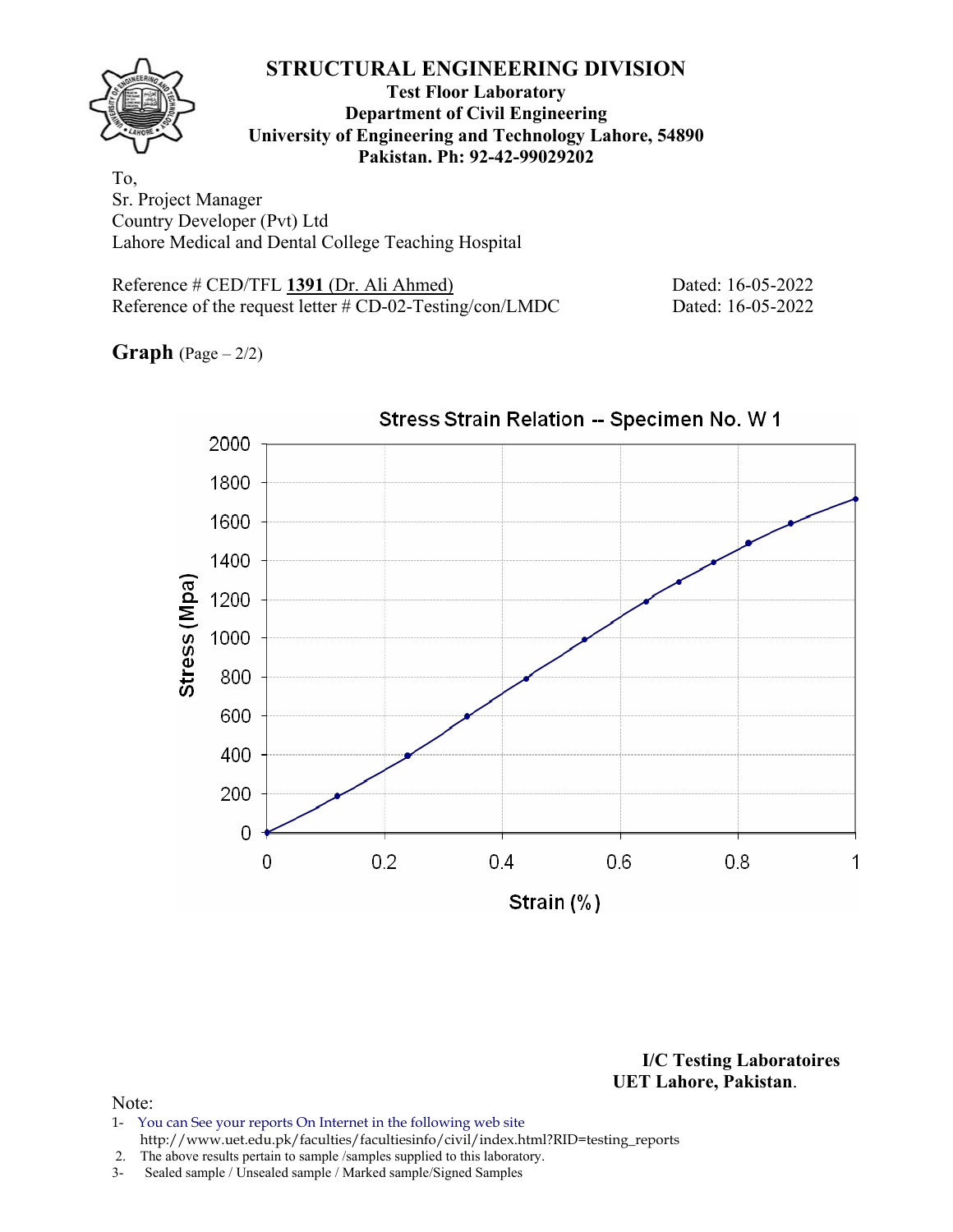# STRUCTURAL ENGINEERING DIVISION

**Test Floor Laboratory**
**Department of Civil Engineering**
**University of Engineering and Technology Lahore, 54890**
**Pakistan. Ph: 92-42-99029202**

To,
Sr. Project Manager
Country Developer (Pvt) Ltd
Lahore Medical and Dental College Teaching Hospital

Reference # CED/TFL **1391** (Dr. Ali Ahmed) Dated: 16-05-2022
Reference of the request letter # CD-02-Testing/con/LMDC Dated: 16-05-2022

**Graph** (Page – 2/2)

Stress Strain Relation -- Specimen No. W 1

Stress (Mpa)

Strain (%)

**I/C Testing Laboratoires**
**UET Lahore, Pakistan.**

Note:

1- You can See your reports On Internet in the following web site
http://www.uet.edu.pk/faculties/facultiesinfo/civil/index.html?RID=testing_reports
2. The above results pertain to sample /samples supplied to this laboratory.
3- Sealed sample / Unsealed sample / Marked sample/Signed Samples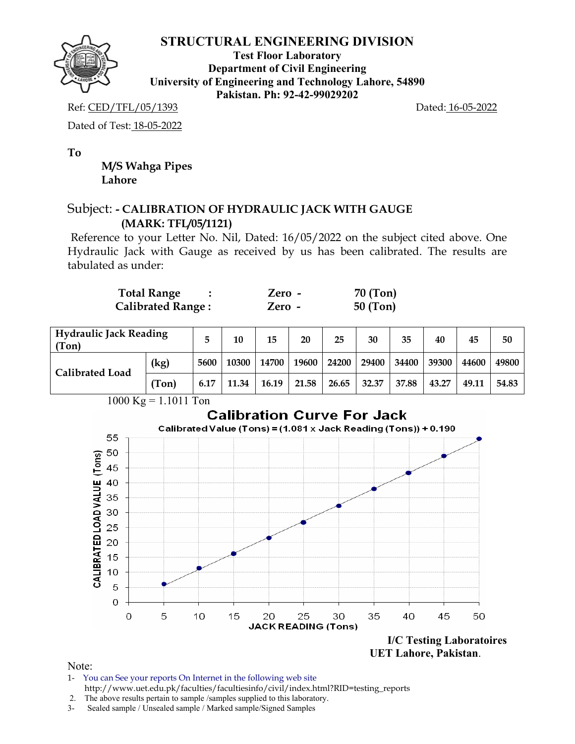# STRUCTURAL ENGINEERING DIVISION

**Test Floor Laboratory**
**Department of Civil Engineering**
**University of Engineering and Technology Lahore, 54890**
**Pakistan. Ph: 92-42-99029202**

Ref: CED/TFL/05/1393 Dated: 16-05-2022

Dated of Test: 18-05-2022

**To**

**M/S Wahga Pipes**
**Lahore**

Subject: **- CALIBRATION OF HYDRAULIC JACK WITH GAUGE (MARK: TFL/05/1121)**

Reference to your Letter No. Nil, Dated: 16/05/2022 on the subject cited above. One Hydraulic Jack with Gauge as received by us has been calibrated. The results are tabulated as under:

| | | | |
|---|---|---|---|
| **Total Range** | **:** | **Zero -** | **70 (Ton)** |
| **Calibrated Range :** | | **Zero -** | **50 (Ton)** |

| **Hydraulic Jack Reading (Ton)** | | 5 | 10 | 15 | 20 | 25 | 30 | 35 | 40 | 45 | 50 |
|---|---|---|---|---|---|---|---|---|---|---|---|
| **Calibrated Load** | **(kg)** | 5600 | 10300 | 14700 | 19600 | 24200 | 29400 | 34400 | 39300 | 44600 | 49800 |
| | **(Ton)** | 6.17 | 11.34 | 16.19 | 21.58 | 26.65 | 32.37 | 37.88 | 43.27 | 49.11 | 54.83 |

1000 Kg = 1.1011 Ton

**Calibration Curve For Jack**

Calibrated Value (Tons) = (1.081 x Jack Reading (Tons)) + 0.190

**I/C Testing Laboratoires**
**UET Lahore, Pakistan.**

Note:

1- You can See your reports On Internet in the following web site
http://www.uet.edu.pk/faculties/facultiesinfo/civil/index.html?RID=testing_reports
2. The above results pertain to sample /samples supplied to this laboratory.
3- Sealed sample / Unsealed sample / Marked sample/Signed Samples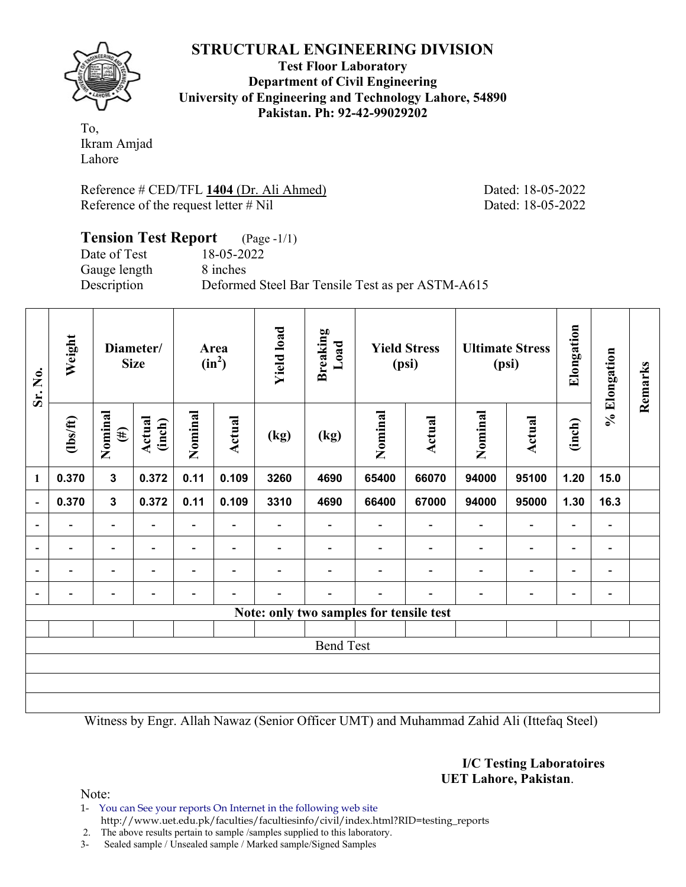# STRUCTURAL ENGINEERING DIVISION

**Test Floor Laboratory**
**Department of Civil Engineering**
**University of Engineering and Technology Lahore, 54890**
**Pakistan. Ph: 92-42-99029202**

To,
Ikram Amjad
Lahore

Reference # CED/TFL **1404** (Dr. Ali Ahmed) Dated: 18-05-2022
Reference of the request letter # Nil Dated: 18-05-2022

## Tension Test Report (Page -1/1)

Date of Test 18-05-2022
Gauge length 8 inches
Description Deformed Steel Bar Tensile Test as per ASTM-A615

| Sr. No. | Weight | Diameter/ Size | | Area ($in^2$) | | Yield load | Breaking Load | Yield Stress (psi) | | Ultimate Stress (psi) | | Elongation | % Elongation | Remarks |
|---|---|---|---|---|---|---|---|---|---|---|---|---|---|---|
| | (lbs/ft) | Nominal (#) | Actual (inch) | Nominal | Actual | (kg) | (kg) | Nominal | Actual | Nominal | Actual | (inch) | | |
| 1 | 0.370 | 3 | 0.372 | 0.11 | 0.109 | 3260 | 4690 | 65400 | 66070 | 94000 | 95100 | 1.20 | 15.0 | |
| - | 0.370 | 3 | 0.372 | 0.11 | 0.109 | 3310 | 4690 | 66400 | 67000 | 94000 | 95000 | 1.30 | 16.3 | |
| - | - | - | - | - | - | - | - | - | - | - | - | - | - | |
| - | - | - | - | - | - | - | - | - | - | - | - | - | - | |
| - | - | - | - | - | - | - | - | - | - | - | - | - | - | |
| - | - | - | - | - | - | - | - | - | - | - | - | - | - | |
| Note: only two samples for tensile test | | | | | | | | | | | | | | |
| | | | | | | | | | | | | | | |
| Bend Test | | | | | | | | | | | | | | |
| | | | | | | | | | | | | | | |
| | | | | | | | | | | | | | | |
| | | | | | | | | | | | | | | |

Witness by Engr. Allah Nawaz (Senior Officer UMT) and Muhammad Zahid Ali (Ittefaq Steel)

**I/C Testing Laboratoires**
**UET Lahore, Pakistan.**

Note:

1- You can See your reports On Internet in the following web site
http://www.uet.edu.pk/faculties/facultiesinfo/civil/index.html?RID=testing_reports
2. The above results pertain to sample /samples supplied to this laboratory.
3- Sealed sample / Unsealed sample / Marked sample/Signed Samples